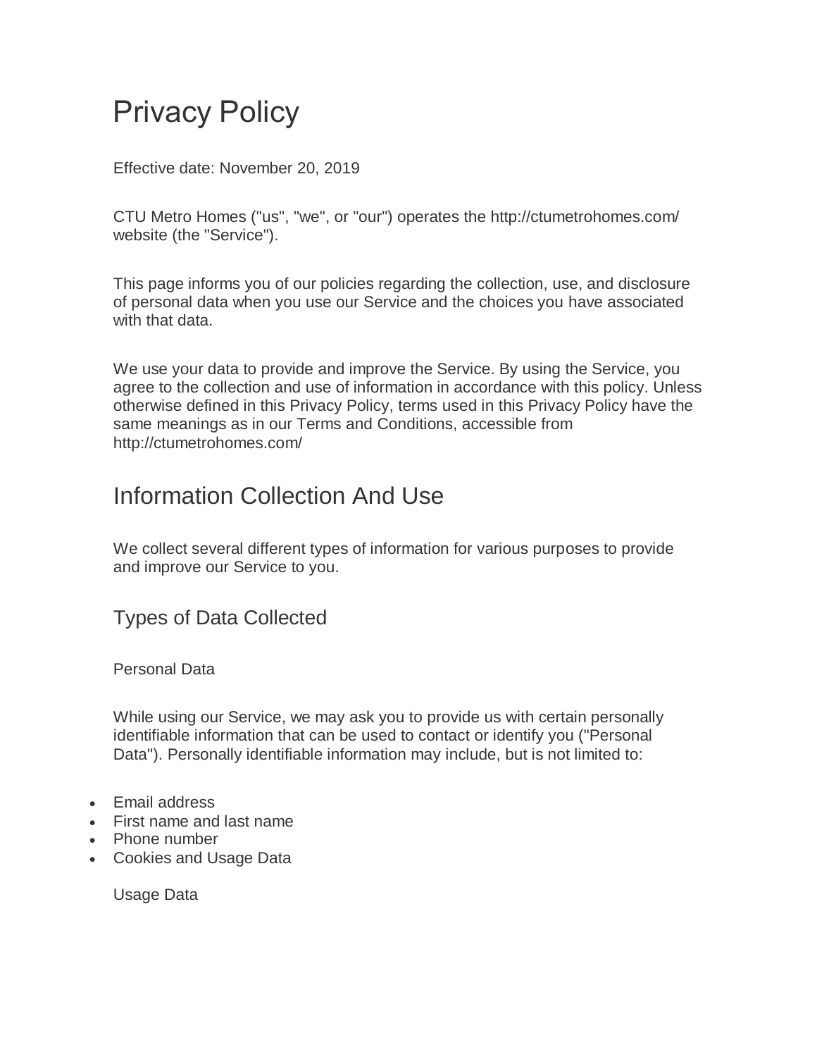# Privacy Policy

Effective date: November 20, 2019

CTU Metro Homes ("us", "we", or "our") operates the http://ctumetrohomes.com/ website (the "Service").

This page informs you of our policies regarding the collection, use, and disclosure of personal data when you use our Service and the choices you have associated with that data.

We use your data to provide and improve the Service. By using the Service, you agree to the collection and use of information in accordance with this policy. Unless otherwise defined in this Privacy Policy, terms used in this Privacy Policy have the same meanings as in our Terms and Conditions, accessible from http://ctumetrohomes.com/

## Information Collection And Use

We collect several different types of information for various purposes to provide and improve our Service to you.

### Types of Data Collected

Personal Data

While using our Service, we may ask you to provide us with certain personally identifiable information that can be used to contact or identify you ("Personal Data"). Personally identifiable information may include, but is not limited to:

- Email address
- First name and last name
- Phone number
- Cookies and Usage Data

Usage Data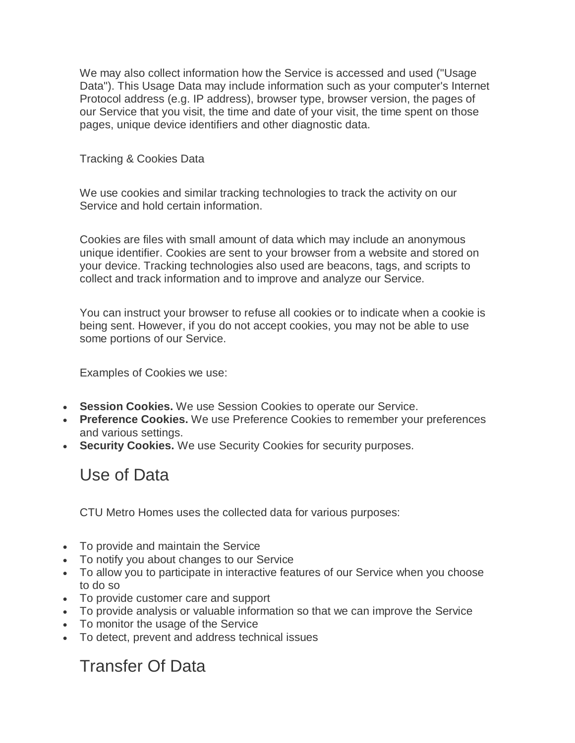We may also collect information how the Service is accessed and used ("Usage Data"). This Usage Data may include information such as your computer's Internet Protocol address (e.g. IP address), browser type, browser version, the pages of our Service that you visit, the time and date of your visit, the time spent on those pages, unique device identifiers and other diagnostic data.

Tracking & Cookies Data

We use cookies and similar tracking technologies to track the activity on our Service and hold certain information.

Cookies are files with small amount of data which may include an anonymous unique identifier. Cookies are sent to your browser from a website and stored on your device. Tracking technologies also used are beacons, tags, and scripts to collect and track information and to improve and analyze our Service.

You can instruct your browser to refuse all cookies or to indicate when a cookie is being sent. However, if you do not accept cookies, you may not be able to use some portions of our Service.

Examples of Cookies we use:

- **Session Cookies.** We use Session Cookies to operate our Service.
- **Preference Cookies.** We use Preference Cookies to remember your preferences and various settings.
- **Security Cookies.** We use Security Cookies for security purposes.

## Use of Data

CTU Metro Homes uses the collected data for various purposes:

- To provide and maintain the Service
- To notify you about changes to our Service
- To allow you to participate in interactive features of our Service when you choose to do so
- To provide customer care and support
- To provide analysis or valuable information so that we can improve the Service
- To monitor the usage of the Service
- To detect, prevent and address technical issues

## Transfer Of Data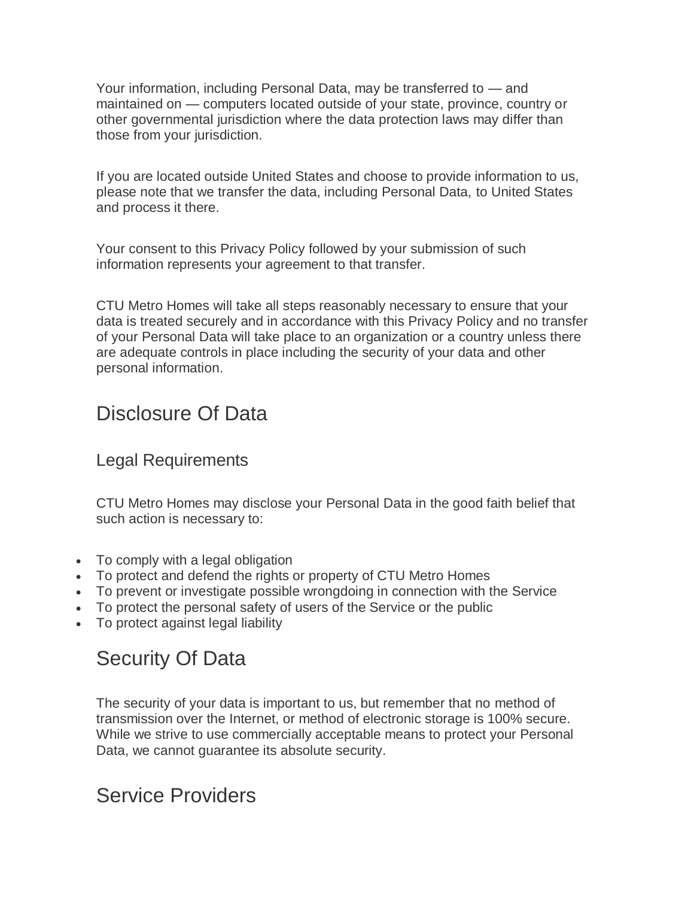Your information, including Personal Data, may be transferred to — and maintained on — computers located outside of your state, province, country or other governmental jurisdiction where the data protection laws may differ than those from your jurisdiction.

If you are located outside United States and choose to provide information to us, please note that we transfer the data, including Personal Data, to United States and process it there.

Your consent to this Privacy Policy followed by your submission of such information represents your agreement to that transfer.

CTU Metro Homes will take all steps reasonably necessary to ensure that your data is treated securely and in accordance with this Privacy Policy and no transfer of your Personal Data will take place to an organization or a country unless there are adequate controls in place including the security of your data and other personal information.

## Disclosure Of Data

### Legal Requirements

CTU Metro Homes may disclose your Personal Data in the good faith belief that such action is necessary to:

- To comply with a legal obligation
- To protect and defend the rights or property of CTU Metro Homes
- To prevent or investigate possible wrongdoing in connection with the Service
- To protect the personal safety of users of the Service or the public
- To protect against legal liability

## Security Of Data

The security of your data is important to us, but remember that no method of transmission over the Internet, or method of electronic storage is 100% secure. While we strive to use commercially acceptable means to protect your Personal Data, we cannot guarantee its absolute security.

## Service Providers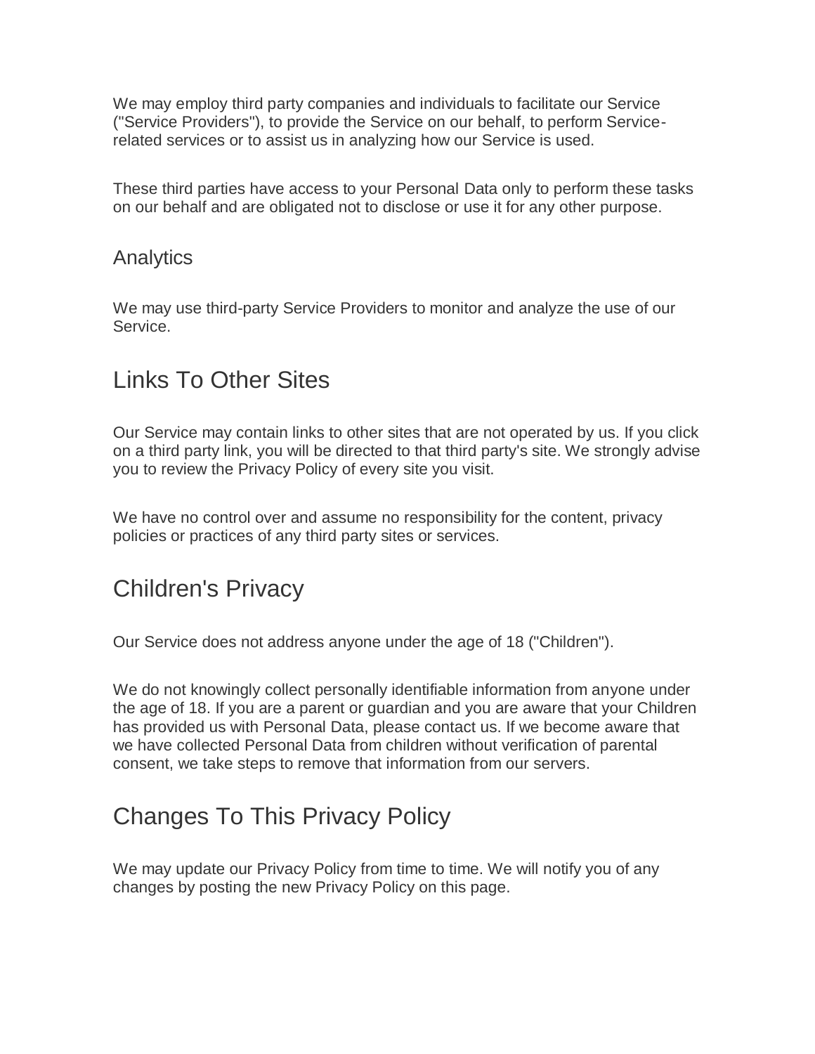We may employ third party companies and individuals to facilitate our Service ("Service Providers"), to provide the Service on our behalf, to perform Service-related services or to assist us in analyzing how our Service is used.

These third parties have access to your Personal Data only to perform these tasks on our behalf and are obligated not to disclose or use it for any other purpose.

### Analytics

We may use third-party Service Providers to monitor and analyze the use of our Service.

## Links To Other Sites

Our Service may contain links to other sites that are not operated by us. If you click on a third party link, you will be directed to that third party's site. We strongly advise you to review the Privacy Policy of every site you visit.

We have no control over and assume no responsibility for the content, privacy policies or practices of any third party sites or services.

## Children's Privacy

Our Service does not address anyone under the age of 18 ("Children").

We do not knowingly collect personally identifiable information from anyone under the age of 18. If you are a parent or guardian and you are aware that your Children has provided us with Personal Data, please contact us. If we become aware that we have collected Personal Data from children without verification of parental consent, we take steps to remove that information from our servers.

## Changes To This Privacy Policy

We may update our Privacy Policy from time to time. We will notify you of any changes by posting the new Privacy Policy on this page.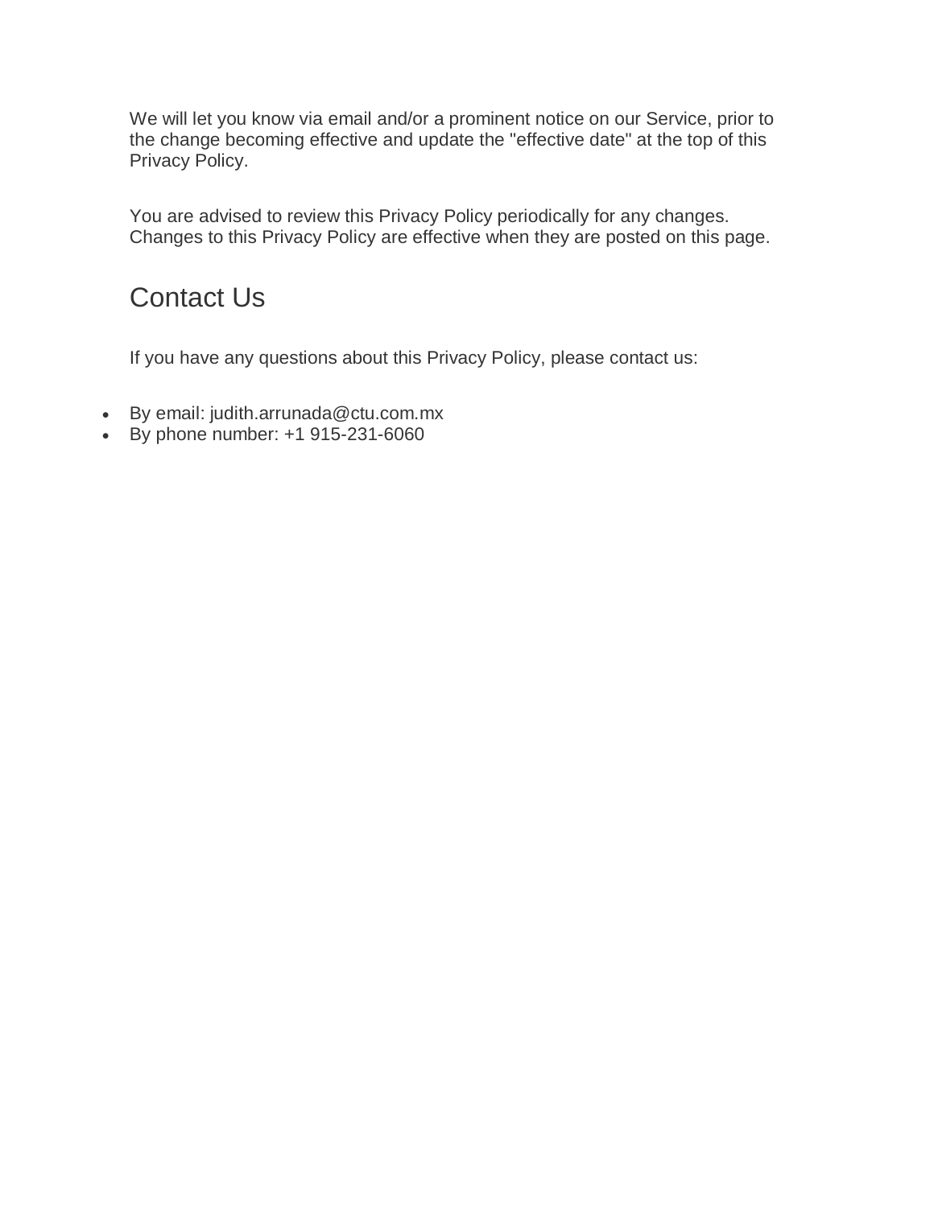We will let you know via email and/or a prominent notice on our Service, prior to the change becoming effective and update the "effective date" at the top of this Privacy Policy.

You are advised to review this Privacy Policy periodically for any changes. Changes to this Privacy Policy are effective when they are posted on this page.

## Contact Us

If you have any questions about this Privacy Policy, please contact us:

- By email: judith.arrunada@ctu.com.mx
- By phone number: +1 915-231-6060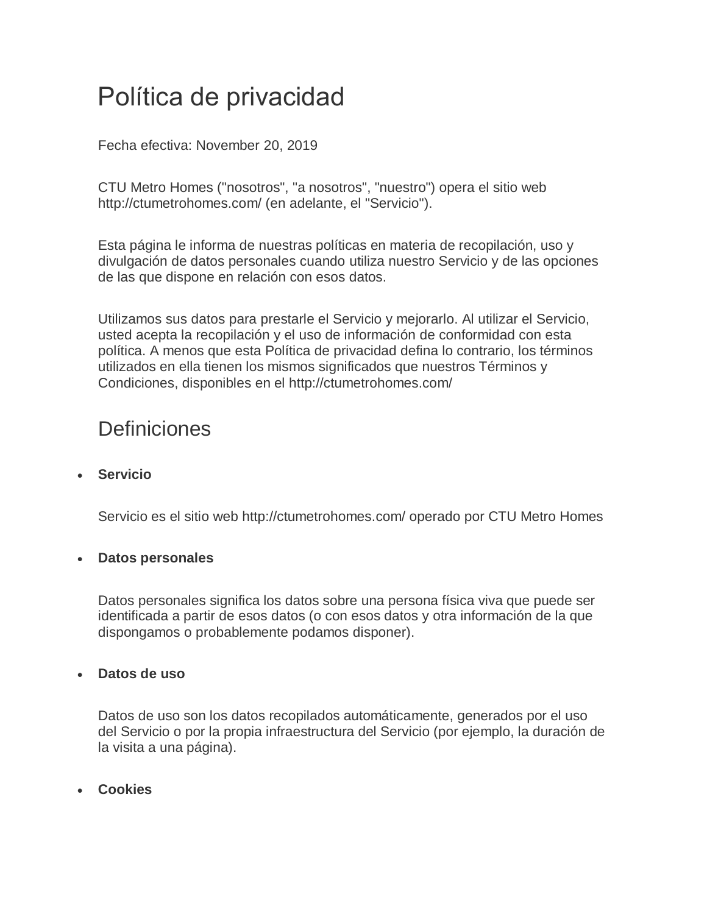# Política de privacidad

Fecha efectiva: November 20, 2019

CTU Metro Homes ("nosotros", "a nosotros", "nuestro") opera el sitio web http://ctumetrohomes.com/ (en adelante, el "Servicio").

Esta página le informa de nuestras políticas en materia de recopilación, uso y divulgación de datos personales cuando utiliza nuestro Servicio y de las opciones de las que dispone en relación con esos datos.

Utilizamos sus datos para prestarle el Servicio y mejorarlo. Al utilizar el Servicio, usted acepta la recopilación y el uso de información de conformidad con esta política. A menos que esta Política de privacidad defina lo contrario, los términos utilizados en ella tienen los mismos significados que nuestros Términos y Condiciones, disponibles en el http://ctumetrohomes.com/

## Definiciones

- **Servicio**

  Servicio es el sitio web http://ctumetrohomes.com/ operado por CTU Metro Homes

- **Datos personales**

  Datos personales significa los datos sobre una persona física viva que puede ser identificada a partir de esos datos (o con esos datos y otra información de la que dispongamos o probablemente podamos disponer).

- **Datos de uso**

  Datos de uso son los datos recopilados automáticamente, generados por el uso del Servicio o por la propia infraestructura del Servicio (por ejemplo, la duración de la visita a una página).

- **Cookies**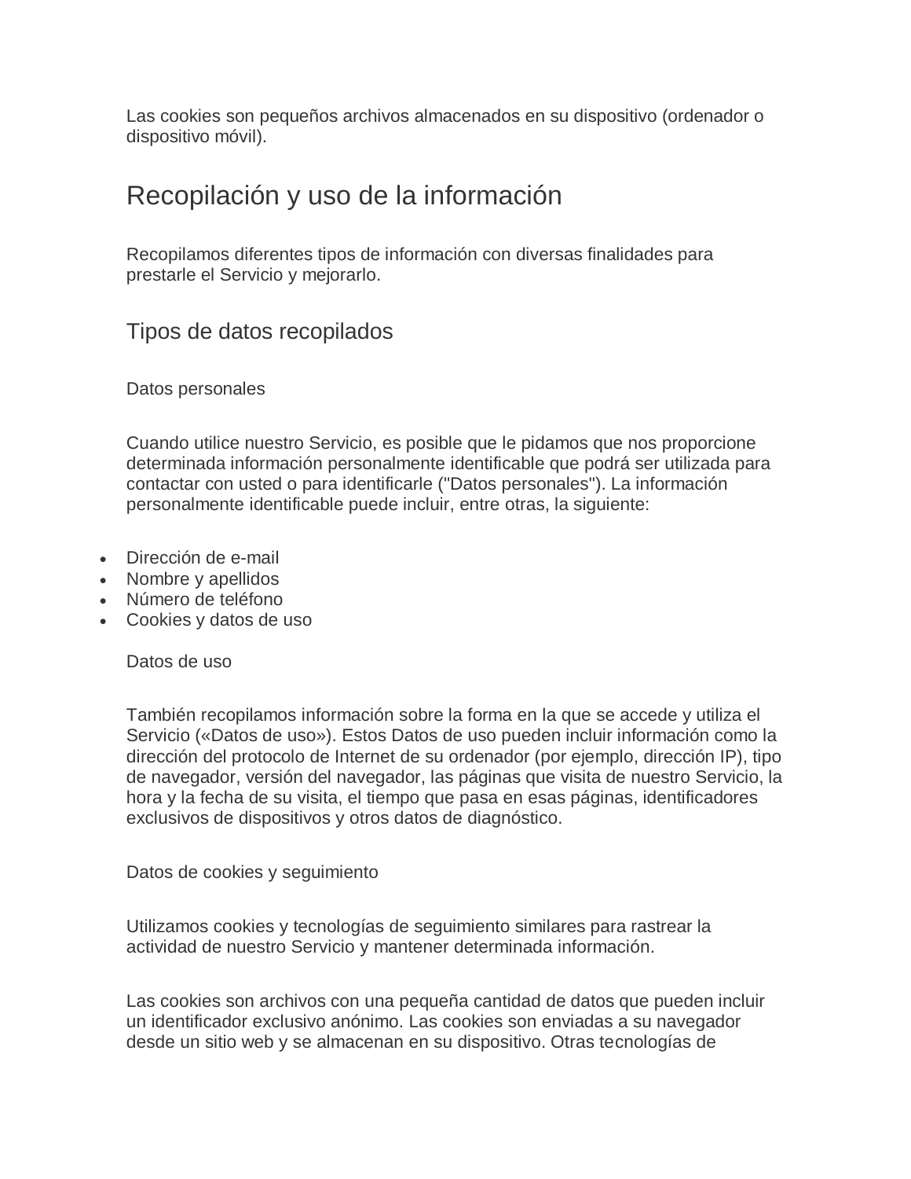Las cookies son pequeños archivos almacenados en su dispositivo (ordenador o dispositivo móvil).

# Recopilación y uso de la información

Recopilamos diferentes tipos de información con diversas finalidades para prestarle el Servicio y mejorarlo.

## Tipos de datos recopilados

Datos personales

Cuando utilice nuestro Servicio, es posible que le pidamos que nos proporcione determinada información personalmente identificable que podrá ser utilizada para contactar con usted o para identificarle ("Datos personales"). La información personalmente identificable puede incluir, entre otras, la siguiente:

- Dirección de e-mail
- Nombre y apellidos
- Número de teléfono
- Cookies y datos de uso

Datos de uso

También recopilamos información sobre la forma en la que se accede y utiliza el Servicio («Datos de uso»). Estos Datos de uso pueden incluir información como la dirección del protocolo de Internet de su ordenador (por ejemplo, dirección IP), tipo de navegador, versión del navegador, las páginas que visita de nuestro Servicio, la hora y la fecha de su visita, el tiempo que pasa en esas páginas, identificadores exclusivos de dispositivos y otros datos de diagnóstico.

Datos de cookies y seguimiento

Utilizamos cookies y tecnologías de seguimiento similares para rastrear la actividad de nuestro Servicio y mantener determinada información.

Las cookies son archivos con una pequeña cantidad de datos que pueden incluir un identificador exclusivo anónimo. Las cookies son enviadas a su navegador desde un sitio web y se almacenan en su dispositivo. Otras tecnologías de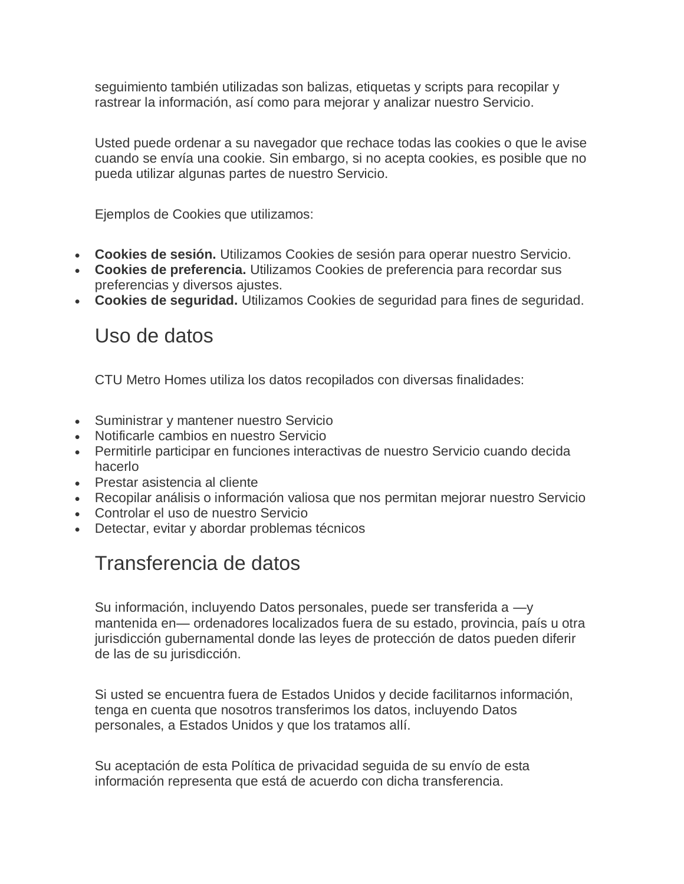seguimiento también utilizadas son balizas, etiquetas y scripts para recopilar y rastrear la información, así como para mejorar y analizar nuestro Servicio.

Usted puede ordenar a su navegador que rechace todas las cookies o que le avise cuando se envía una cookie. Sin embargo, si no acepta cookies, es posible que no pueda utilizar algunas partes de nuestro Servicio.

Ejemplos de Cookies que utilizamos:

- **Cookies de sesión.** Utilizamos Cookies de sesión para operar nuestro Servicio.
- **Cookies de preferencia.** Utilizamos Cookies de preferencia para recordar sus preferencias y diversos ajustes.
- **Cookies de seguridad.** Utilizamos Cookies de seguridad para fines de seguridad.

## Uso de datos

CTU Metro Homes utiliza los datos recopilados con diversas finalidades:

- Suministrar y mantener nuestro Servicio
- Notificarle cambios en nuestro Servicio
- Permitirle participar en funciones interactivas de nuestro Servicio cuando decida hacerlo
- Prestar asistencia al cliente
- Recopilar análisis o información valiosa que nos permitan mejorar nuestro Servicio
- Controlar el uso de nuestro Servicio
- Detectar, evitar y abordar problemas técnicos

## Transferencia de datos

Su información, incluyendo Datos personales, puede ser transferida a —y mantenida en— ordenadores localizados fuera de su estado, provincia, país u otra jurisdicción gubernamental donde las leyes de protección de datos pueden diferir de las de su jurisdicción.

Si usted se encuentra fuera de Estados Unidos y decide facilitarnos información, tenga en cuenta que nosotros transferimos los datos, incluyendo Datos personales, a Estados Unidos y que los tratamos allí.

Su aceptación de esta Política de privacidad seguida de su envío de esta información representa que está de acuerdo con dicha transferencia.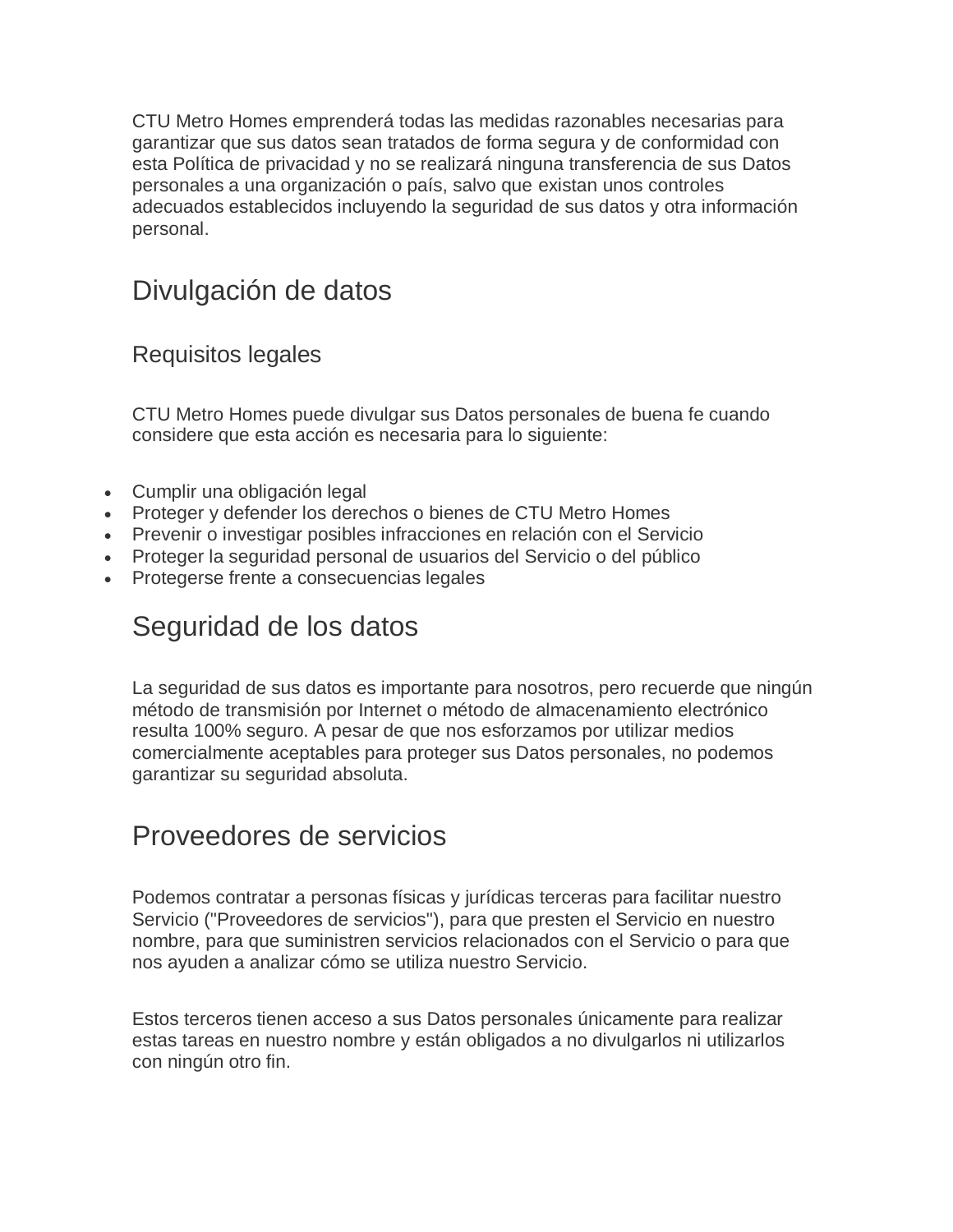CTU Metro Homes emprenderá todas las medidas razonables necesarias para garantizar que sus datos sean tratados de forma segura y de conformidad con esta Política de privacidad y no se realizará ninguna transferencia de sus Datos personales a una organización o país, salvo que existan unos controles adecuados establecidos incluyendo la seguridad de sus datos y otra información personal.

## Divulgación de datos

### Requisitos legales

CTU Metro Homes puede divulgar sus Datos personales de buena fe cuando considere que esta acción es necesaria para lo siguiente:

- Cumplir una obligación legal
- Proteger y defender los derechos o bienes de CTU Metro Homes
- Prevenir o investigar posibles infracciones en relación con el Servicio
- Proteger la seguridad personal de usuarios del Servicio o del público
- Protegerse frente a consecuencias legales

## Seguridad de los datos

La seguridad de sus datos es importante para nosotros, pero recuerde que ningún método de transmisión por Internet o método de almacenamiento electrónico resulta 100% seguro. A pesar de que nos esforzamos por utilizar medios comercialmente aceptables para proteger sus Datos personales, no podemos garantizar su seguridad absoluta.

## Proveedores de servicios

Podemos contratar a personas físicas y jurídicas terceras para facilitar nuestro Servicio ("Proveedores de servicios"), para que presten el Servicio en nuestro nombre, para que suministren servicios relacionados con el Servicio o para que nos ayuden a analizar cómo se utiliza nuestro Servicio.

Estos terceros tienen acceso a sus Datos personales únicamente para realizar estas tareas en nuestro nombre y están obligados a no divulgarlos ni utilizarlos con ningún otro fin.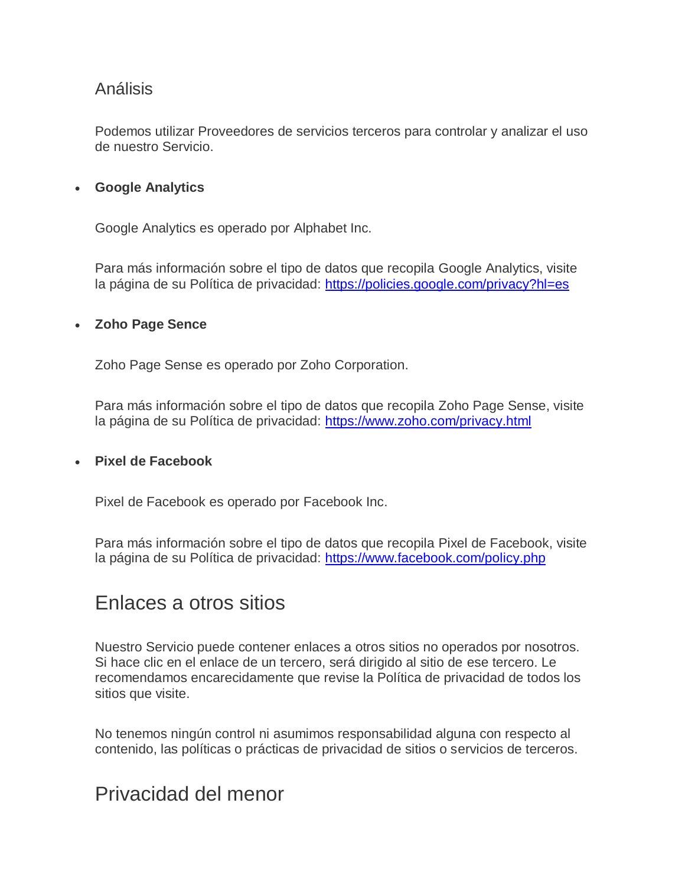### Análisis

Podemos utilizar Proveedores de servicios terceros para controlar y analizar el uso de nuestro Servicio.

- **Google Analytics**

  Google Analytics es operado por Alphabet Inc.

  Para más información sobre el tipo de datos que recopila Google Analytics, visite la página de su Política de privacidad: https://policies.google.com/privacy?hl=es

- **Zoho Page Sence**

  Zoho Page Sense es operado por Zoho Corporation.

  Para más información sobre el tipo de datos que recopila Zoho Page Sense, visite la página de su Política de privacidad: https://www.zoho.com/privacy.html

- **Pixel de Facebook**

  Pixel de Facebook es operado por Facebook Inc.

  Para más información sobre el tipo de datos que recopila Pixel de Facebook, visite la página de su Política de privacidad: https://www.facebook.com/policy.php

## Enlaces a otros sitios

Nuestro Servicio puede contener enlaces a otros sitios no operados por nosotros. Si hace clic en el enlace de un tercero, será dirigido al sitio de ese tercero. Le recomendamos encarecidamente que revise la Política de privacidad de todos los sitios que visite.

No tenemos ningún control ni asumimos responsabilidad alguna con respecto al contenido, las políticas o prácticas de privacidad de sitios o servicios de terceros.

## Privacidad del menor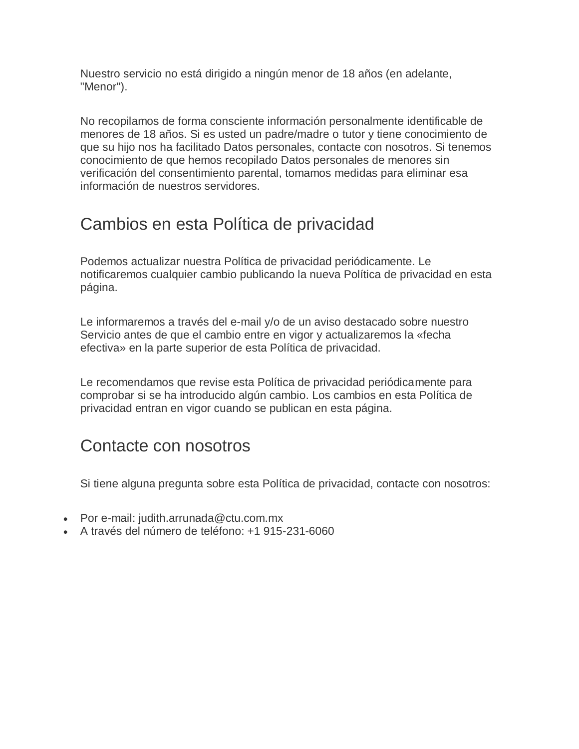Nuestro servicio no está dirigido a ningún menor de 18 años (en adelante, "Menor").

No recopilamos de forma consciente información personalmente identificable de menores de 18 años. Si es usted un padre/madre o tutor y tiene conocimiento de que su hijo nos ha facilitado Datos personales, contacte con nosotros. Si tenemos conocimiento de que hemos recopilado Datos personales de menores sin verificación del consentimiento parental, tomamos medidas para eliminar esa información de nuestros servidores.

## Cambios en esta Política de privacidad

Podemos actualizar nuestra Política de privacidad periódicamente. Le notificaremos cualquier cambio publicando la nueva Política de privacidad en esta página.

Le informaremos a través del e-mail y/o de un aviso destacado sobre nuestro Servicio antes de que el cambio entre en vigor y actualizaremos la «fecha efectiva» en la parte superior de esta Política de privacidad.

Le recomendamos que revise esta Política de privacidad periódicamente para comprobar si se ha introducido algún cambio. Los cambios en esta Política de privacidad entran en vigor cuando se publican en esta página.

## Contacte con nosotros

Si tiene alguna pregunta sobre esta Política de privacidad, contacte con nosotros:

- Por e-mail: judith.arrunada@ctu.com.mx
- A través del número de teléfono: +1 915-231-6060